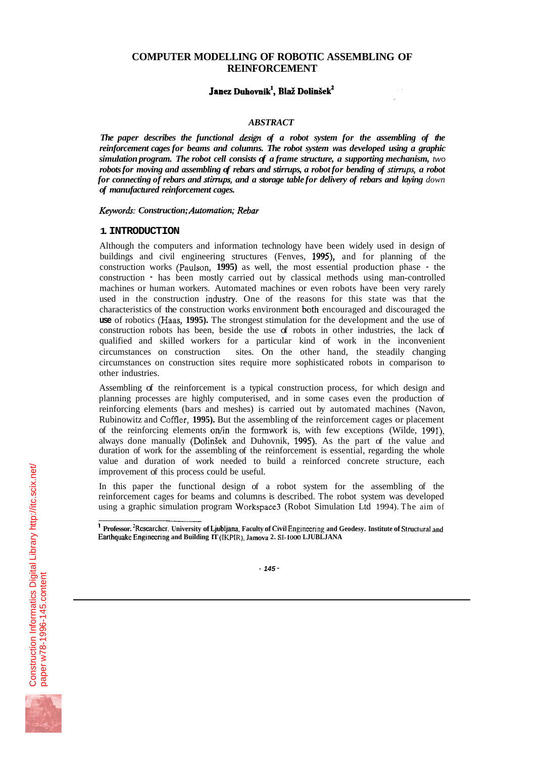# COMPUTER MODELLING OF ROBOTIC ASSEMBLING OF REINFORCEMENT

**Janez Duhovnik[1], Blaž Dolinšek[2]**

### *ABSTRACT*

*The paper describes the functional design of a robot system for the assembling of the reinforcement cages for beams and columns. The robot system was developed using a graphic simulation program. The robot cell consists of a frame structure, a supporting mechanism, two robots for moving and assembling of rebars and stirrups, a robot for bending of stirrups, a robot for connecting of rebars and stirrups, and a storage table for delivery of rebars and laying down of manufactured reinforcement cages.*

*Keywords: Construction; Automation; Rebar*

## 1. INTRODUCTION

Although the computers and information technology have been widely used in design of buildings and civil engineering structures (Fenves, 1995), and for planning of the construction works (Paulson, 1995) as well, the most essential production phase - the construction - has been mostly carried out by classical methods using man-controlled machines or human workers. Automated machines or even robots have been very rarely used in the construction industry. One of the reasons for this state was that the characteristics of the construction works environment both encouraged and discouraged the use of robotics (Haas, 1995). The strongest stimulation for the development and the use of construction robots has been, beside the use of robots in other industries, the lack of qualified and skilled workers for a particular kind of work in the inconvenient circumstances on construction sites. On the other hand, the steadily changing circumstances on construction sites require more sophisticated robots in comparison to other industries.

Assembling of the reinforcement is a typical construction process, for which design and planning processes are highly computerised, and in some cases even the production of reinforcing elements (bars and meshes) is carried out by automated machines (Navon, Rubinowitz and Coffler, 1995). But the assembling of the reinforcement cages or placement of the reinforcing elements on/in the formwork is, with few exceptions (Wilde, 1991), always done manually (Dolinšek and Duhovnik, 1995). As the part of the value and duration of work for the assembling of the reinforcement is essential, regarding the whole value and duration of work needed to build a reinforced concrete structure, each improvement of this process could be useful.

In this paper the functional design of a robot system for the assembling of the reinforcement cages for beams and columns is described. The robot system was developed using a graphic simulation program Workspace3 (Robot Simulation Ltd 1994). The aim of

---

[1] Professor. [2] Researcher. University of Ljubljana, Faculty of Civil Engineering and Geodesy. Institute of Structural and Earthquake Engineering and Building IT (IKPIR), Jamova 2, SI-1000 LJUBLJANA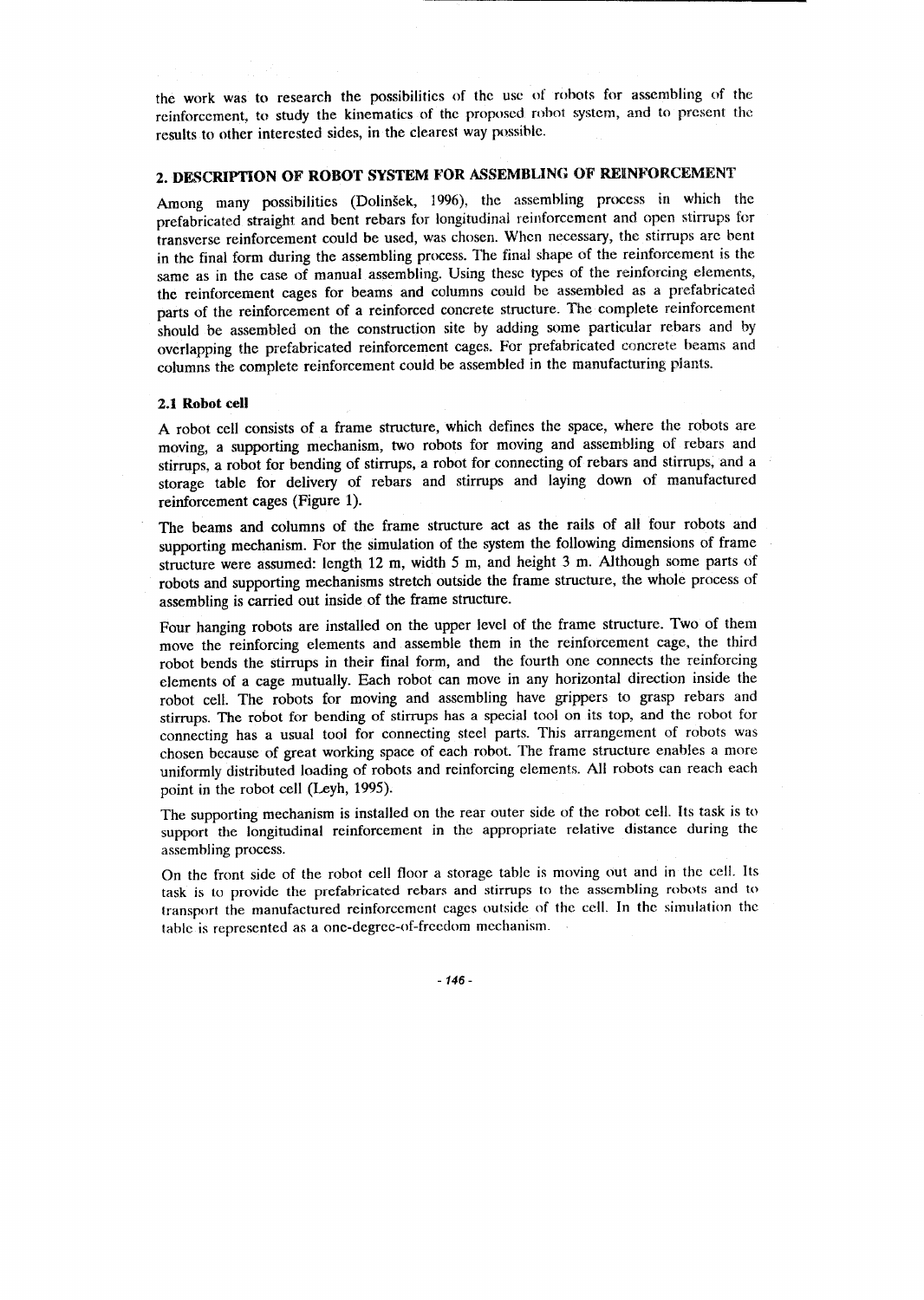the work was to research the possibilities of the use of robots for assembling of the reinforcement, to study the kinematics of the proposed robot system, and to present the results to other interested sides, in the clearest way possible.

## 2. DESCRIPTION OF ROBOT SYSTEM FOR ASSEMBLING OF REINFORCEMENT

Among many possibilities (Dolinšek, 1996), the assembling process in which the prefabricated straight and bent rebars for longitudinal reinforcement and open stirrups for transverse reinforcement could be used, was chosen. When necessary, the stirrups are bent in the final form during the assembling process. The final shape of the reinforcement is the same as in the case of manual assembling. Using these types of the reinforcing elements, the reinforcement cages for beams and columns could be assembled as a prefabricated parts of the reinforcement of a reinforced concrete structure. The complete reinforcement should be assembled on the construction site by adding some particular rebars and by overlapping the prefabricated reinforcement cages. For prefabricated concrete beams and columns the complete reinforcement could be assembled in the manufacturing plants.

### 2.1 Robot cell

A robot cell consists of a frame structure, which defines the space, where the robots are moving, a supporting mechanism, two robots for moving and assembling of rebars and stirrups, a robot for bending of stirrups, a robot for connecting of rebars and stirrups, and a storage table for delivery of rebars and stirrups and laying down of manufactured reinforcement cages (Figure 1).

The beams and columns of the frame structure act as the rails of all four robots and supporting mechanism. For the simulation of the system the following dimensions of frame structure were assumed: length 12 m, width 5 m, and height 3 m. Although some parts of robots and supporting mechanisms stretch outside the frame structure, the whole process of assembling is carried out inside of the frame structure.

Four hanging robots are installed on the upper level of the frame structure. Two of them move the reinforcing elements and assemble them in the reinforcement cage, the third robot bends the stirrups in their final form, and the fourth one connects the reinforcing elements of a cage mutually. Each robot can move in any horizontal direction inside the robot cell. The robots for moving and assembling have grippers to grasp rebars and stirrups. The robot for bending of stirrups has a special tool on its top, and the robot for connecting has a usual tool for connecting steel parts. This arrangement of robots was chosen because of great working space of each robot. The frame structure enables a more uniformly distributed loading of robots and reinforcing elements. All robots can reach each point in the robot cell (Leyh, 1995).

The supporting mechanism is installed on the rear outer side of the robot cell. Its task is to support the longitudinal reinforcement in the appropriate relative distance during the assembling process.

On the front side of the robot cell floor a storage table is moving out and in the cell. Its task is to provide the prefabricated rebars and stirrups to the assembling robots and to transport the manufactured reinforcement cages outside of the cell. In the simulation the table is represented as a one-degree-of-freedom mechanism.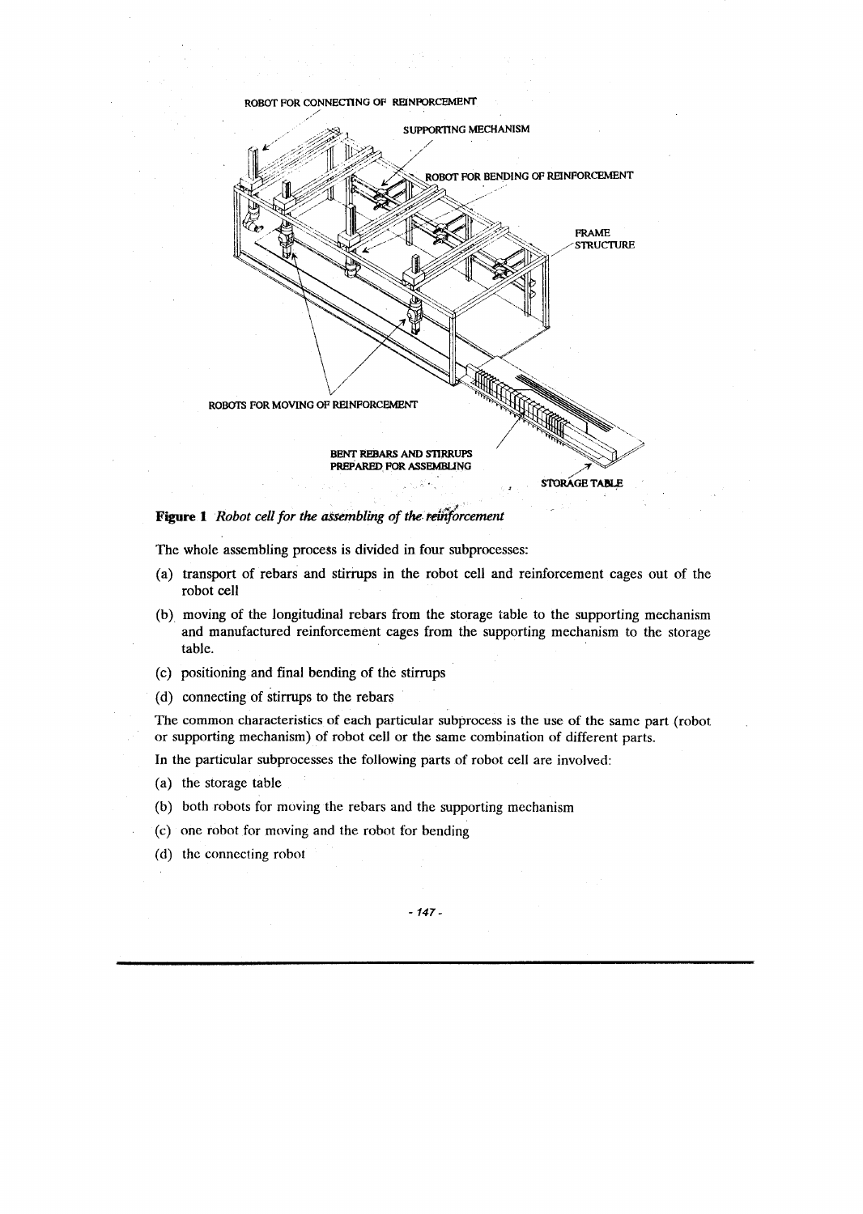**Figure 1** *Robot cell for the assembling of the reinforcement*

The whole assembling process is divided in four subprocesses:

(a) transport of rebars and stirrups in the robot cell and reinforcement cages out of the robot cell

(b) moving of the longitudinal rebars from the storage table to the supporting mechanism and manufactured reinforcement cages from the supporting mechanism to the storage table.

(c) positioning and final bending of the stirrups

(d) connecting of stirrups to the rebars

The common characteristics of each particular subprocess is the use of the same part (robot or supporting mechanism) of robot cell or the same combination of different parts.

In the particular subprocesses the following parts of robot cell are involved:

(a) the storage table

(b) both robots for moving the rebars and the supporting mechanism

(c) one robot for moving and the robot for bending

(d) the connecting robot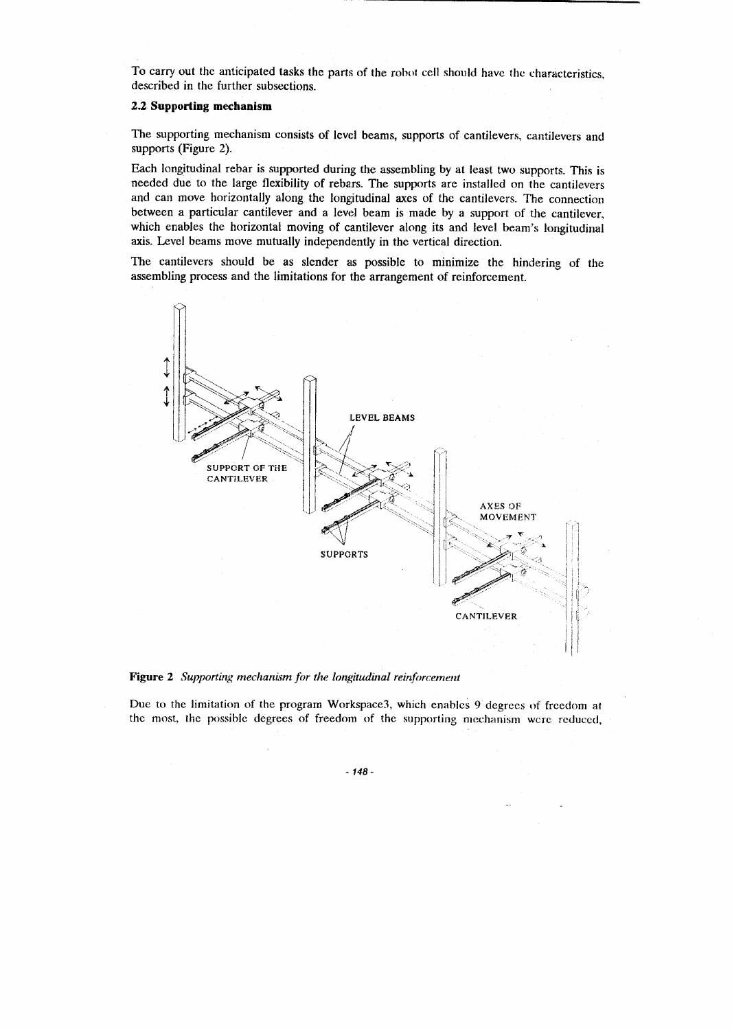To carry out the anticipated tasks the parts of the robot cell should have the characteristics, described in the further subsections.

### 2.2 Supporting mechanism

The supporting mechanism consists of level beams, supports of cantilevers, cantilevers and supports (Figure 2).

Each longitudinal rebar is supported during the assembling by at least two supports. This is needed due to the large flexibility of rebars. The supports are installed on the cantilevers and can move horizontally along the longitudinal axes of the cantilevers. The connection between a particular cantilever and a level beam is made by a support of the cantilever, which enables the horizontal moving of cantilever along its and level beam's longitudinal axis. Level beams move mutually independently in the vertical direction.

The cantilevers should be as slender as possible to minimize the hindering of the assembling process and the limitations for the arrangement of reinforcement.

**Figure 2** *Supporting mechanism for the longitudinal reinforcement*

Due to the limitation of the program Workspace3, which enables 9 degrees of freedom at the most, the possible degrees of freedom of the supporting mechanism were reduced,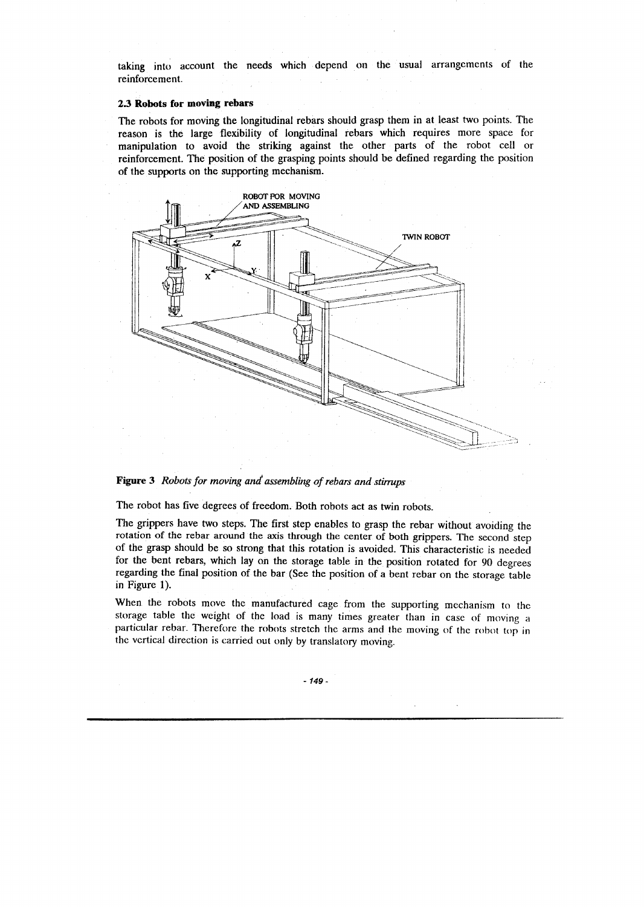taking into account the needs which depend on the usual arrangements of the reinforcement.

### 2.3 Robots for moving rebars

The robots for moving the longitudinal rebars should grasp them in at least two points. The reason is the large flexibility of longitudinal rebars which requires more space for manipulation to avoid the striking against the other parts of the robot cell or reinforcement. The position of the grasping points should be defined regarding the position of the supports on the supporting mechanism.

**Figure 3** *Robots for moving and assembling of rebars and stirrups*

The robot has five degrees of freedom. Both robots act as twin robots.

The grippers have two steps. The first step enables to grasp the rebar without avoiding the rotation of the rebar around the axis through the center of both grippers. The second step of the grasp should be so strong that this rotation is avoided. This characteristic is needed for the bent rebars, which lay on the storage table in the position rotated for 90 degrees regarding the final position of the bar (See the position of a bent rebar on the storage table in Figure 1).

When the robots move the manufactured cage from the supporting mechanism to the storage table the weight of the load is many times greater than in case of moving a particular rebar. Therefore the robots stretch the arms and the moving of the robot top in the vertical direction is carried out only by translatory moving.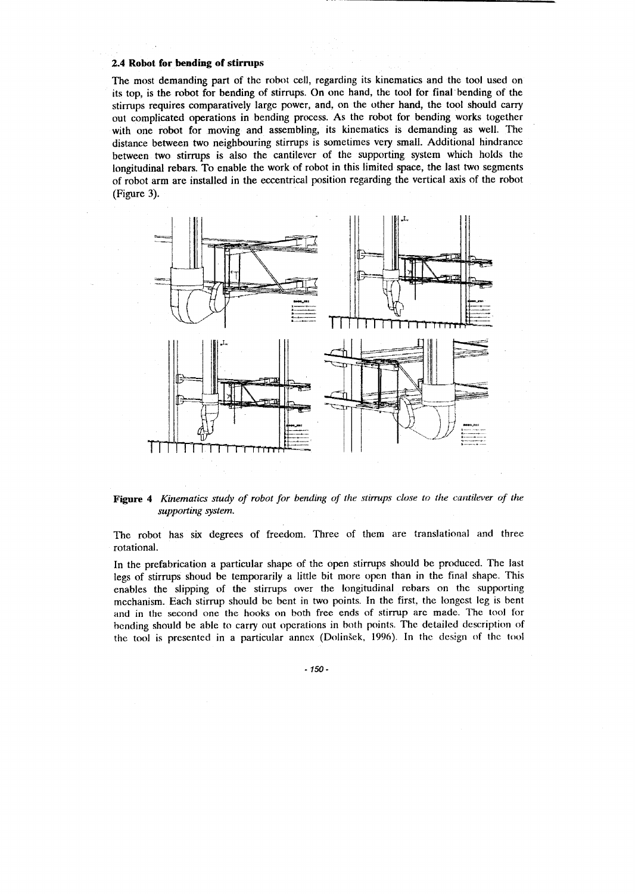### 2.4 Robot for bending of stirrups

The most demanding part of the robot cell, regarding its kinematics and the tool used on its top, is the robot for bending of stirrups. On one hand, the tool for final bending of the stirrups requires comparatively large power, and, on the other hand, the tool should carry out complicated operations in bending process. As the robot for bending works together with one robot for moving and assembling, its kinematics is demanding as well. The distance between two neighbouring stirrups is sometimes very small. Additional hindrance between two stirrups is also the cantilever of the supporting system which holds the longitudinal rebars. To enable the work of robot in this limited space, the last two segments of robot arm are installed in the eccentrical position regarding the vertical axis of the robot (Figure 3).

**Figure 4** *Kinematics study of robot for bending of the stirrups close to the cantilever of the supporting system.*

The robot has six degrees of freedom. Three of them are translational and three rotational.

In the prefabrication a particular shape of the open stirrups should be produced. The last legs of stirrups shoud be temporarily a little bit more open than in the final shape. This enables the slipping of the stirrups over the longitudinal rebars on the supporting mechanism. Each stirrup should be bent in two points. In the first, the longest leg is bent and in the second one the hooks on both free ends of stirrup are made. The tool for bending should be able to carry out operations in both points. The detailed description of the tool is presented in a particular annex (Dolinšek, 1996). In the design of the tool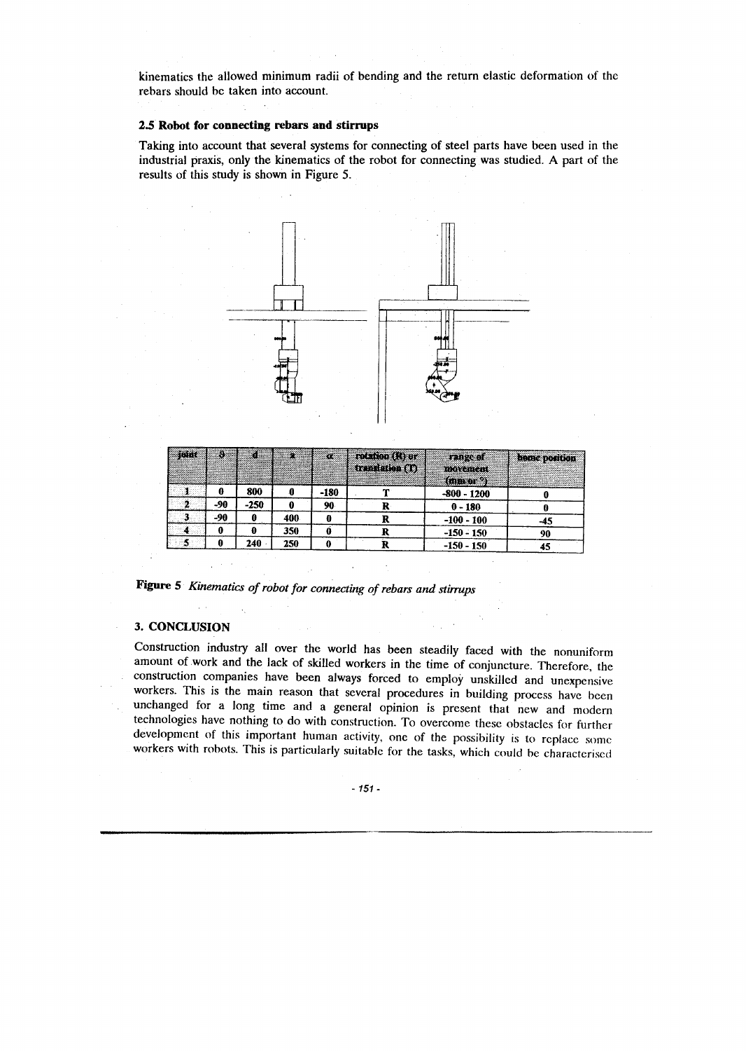kinematics the allowed minimum radii of bending and the return elastic deformation of the rebars should be taken into account.

### 2.5 Robot for connecting rebars and stirrups

Taking into account that several systems for connecting of steel parts have been used in the industrial praxis, only the kinematics of the robot for connecting was studied. A part of the results of this study is shown in Figure 5.

| joint | θ | d | a | α | rotation (R) or translation (T) | range of movement (mm or °) | home position |
|---|---|---|---|---|---|---|---|
| 1 | 0 | 800 | 0 | -180 | T | -800 - 1200 | 0 |
| 2 | -90 | -250 | 0 | 90 | R | 0 - 180 | 0 |
| 3 | -90 | 0 | 400 | 0 | R | -100 - 100 | -45 |
| 4 | 0 | 0 | 350 | 0 | R | -150 - 150 | 90 |
| 5 | 0 | 240 | 250 | 0 | R | -150 - 150 | 45 |

**Figure 5** *Kinematics of robot for connecting of rebars and stirrups*

## 3. CONCLUSION

Construction industry all over the world has been steadily faced with the nonuniform amount of work and the lack of skilled workers in the time of conjuncture. Therefore, the construction companies have been always forced to employ unskilled and unexpensive workers. This is the main reason that several procedures in building process have been unchanged for a long time and a general opinion is present that new and modern technologies have nothing to do with construction. To overcome these obstacles for further development of this important human activity, one of the possibility is to replace some workers with robots. This is particularly suitable for the tasks, which could be characterised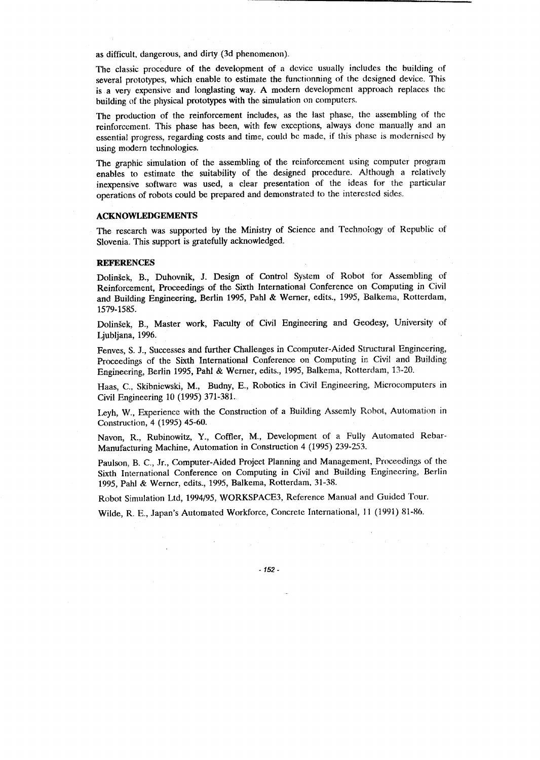as difficult, dangerous, and dirty (3d phenomenon).

The classic procedure of the development of a device usually includes the building of several prototypes, which enable to estimate the functionning of the designed device. This is a very expensive and longlasting way. A modern development approach replaces the building of the physical prototypes with the simulation on computers.

The production of the reinforcement includes, as the last phase, the assembling of the reinforcement. This phase has been, with few exceptions, always done manually and an essential progress, regarding costs and time, could be made, if this phase is modernised by using modern technologies.

The graphic simulation of the assembling of the reinforcement using computer program enables to estimate the suitability of the designed procedure. Although a relatively inexpensive software was used, a clear presentation of the ideas for the particular operations of robots could be prepared and demonstrated to the interested sides.

## ACKNOWLEDGEMENTS

The research was supported by the Ministry of Science and Technology of Republic of Slovenia. This support is gratefully acknowledged.

## REFERENCES

Dolinšek, B., Duhovnik, J. Design of Control System of Robot for Assembling of Reinforcement, Proceedings of the Sixth International Conference on Computing in Civil and Building Engineering, Berlin 1995, Pahl & Werner, edits., 1995, Balkema, Rotterdam, 1579-1585.

Dolinšek, B., Master work, Faculty of Civil Engineering and Geodesy, University of Ljubljana, 1996.

Fenves, S. J., Successes and further Challenges in Ccomputer-Aided Structural Engineering, Proceedings of the Sixth International Conference on Computing in Civil and Building Engineering, Berlin 1995, Pahl & Werner, edits., 1995, Balkema, Rotterdam, 13-20.

Haas, C., Skibniewski, M., Budny, E., Robotics in Civil Engineering, Microcomputers in Civil Engineering 10 (1995) 371-381.

Leyh, W., Experience with the Construction of a Building Assemly Robot, Automation in Construction, 4 (1995) 45-60.

Navon, R., Rubinowitz, Y., Coffler, M., Development of a Fully Automated Rebar-Manufacturing Machine, Automation in Construction 4 (1995) 239-253.

Paulson, B. C., Jr., Computer-Aided Project Planning and Management, Proceedings of the Sixth International Conference on Computing in Civil and Building Engineering, Berlin 1995, Pahl & Werner, edits., 1995, Balkema, Rotterdam, 31-38.

Robot Simulation Ltd, 1994/95, WORKSPACE3, Reference Manual and Guided Tour.

Wilde, R. E., Japan's Automated Workforce, Concrete International, 11 (1991) 81-86.